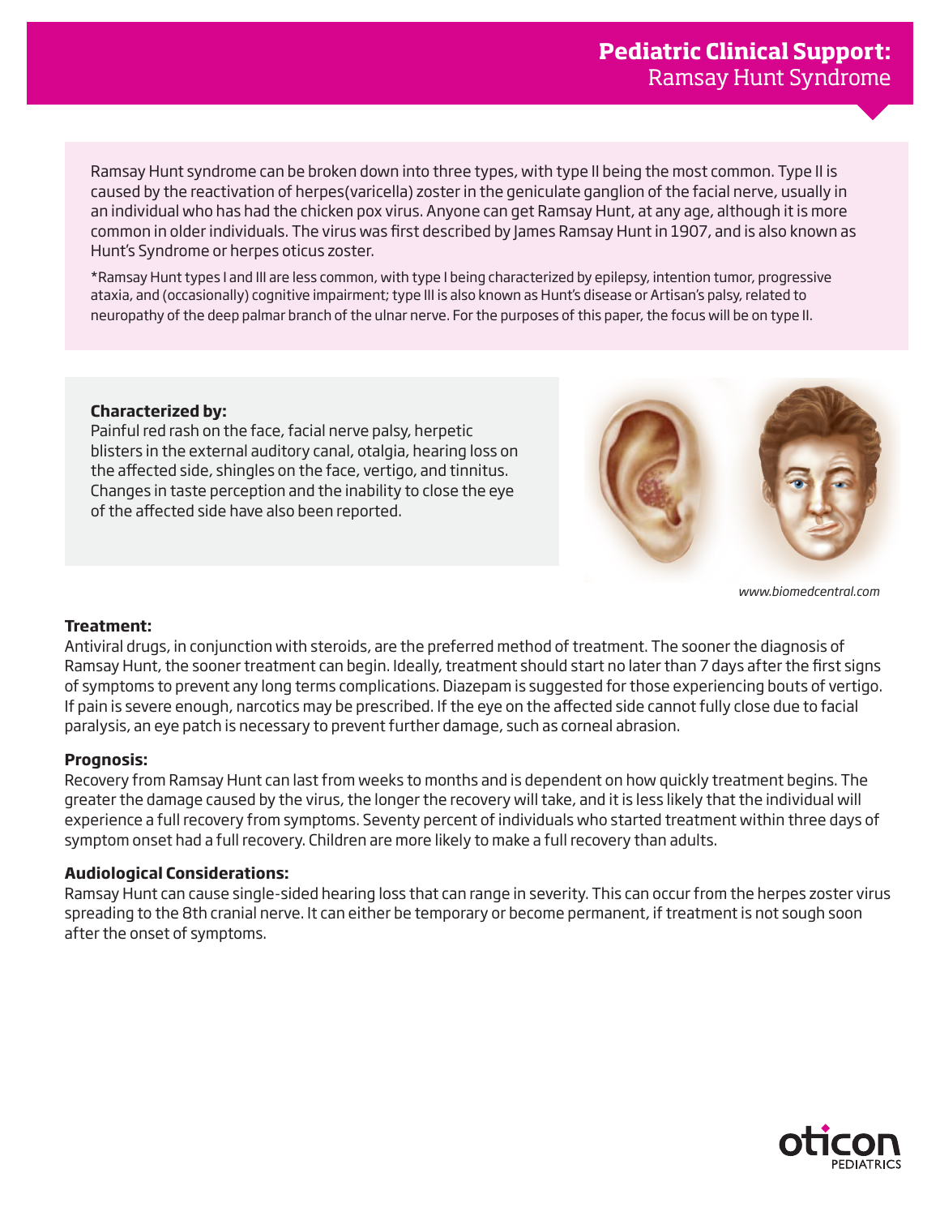# Pediatric Clinical Support: Ramsay Hunt Syndrome

Ramsay Hunt syndrome can be broken down into three types, with type II being the most common. Type II is caused by the reactivation of herpes(varicella) zoster in the geniculate ganglion of the facial nerve, usually in an individual who has had the chicken pox virus. Anyone can get Ramsay Hunt, at any age, although it is more common in older individuals. The virus was first described by James Ramsay Hunt in 1907, and is also known as Hunt's Syndrome or herpes oticus zoster.

*Ramsay Hunt types I and III are less common, with type I being characterized by epilepsy, intention tumor, progressive ataxia, and (occasionally) cognitive impairment; type III is also known as Hunt's disease or Artisan's palsy, related to neuropathy of the deep palmar branch of the ulnar nerve. For the purposes of this paper, the focus will be on type II.

**Characterized by:**
Painful red rash on the face, facial nerve palsy, herpetic blisters in the external auditory canal, otalgia, hearing loss on the affected side, shingles on the face, vertigo, and tinnitus. Changes in taste perception and the inability to close the eye of the affected side have also been reported.

*www.biomedcentral.com*

**Treatment:**
Antiviral drugs, in conjunction with steroids, are the preferred method of treatment. The sooner the diagnosis of Ramsay Hunt, the sooner treatment can begin. Ideally, treatment should start no later than 7 days after the first signs of symptoms to prevent any long terms complications. Diazepam is suggested for those experiencing bouts of vertigo. If pain is severe enough, narcotics may be prescribed. If the eye on the affected side cannot fully close due to facial paralysis, an eye patch is necessary to prevent further damage, such as corneal abrasion.

**Prognosis:**
Recovery from Ramsay Hunt can last from weeks to months and is dependent on how quickly treatment begins. The greater the damage caused by the virus, the longer the recovery will take, and it is less likely that the individual will experience a full recovery from symptoms. Seventy percent of individuals who started treatment within three days of symptom onset had a full recovery. Children are more likely to make a full recovery than adults.

**Audiological Considerations:**
Ramsay Hunt can cause single-sided hearing loss that can range in severity. This can occur from the herpes zoster virus spreading to the 8th cranial nerve. It can either be temporary or become permanent, if treatment is not sough soon after the onset of symptoms.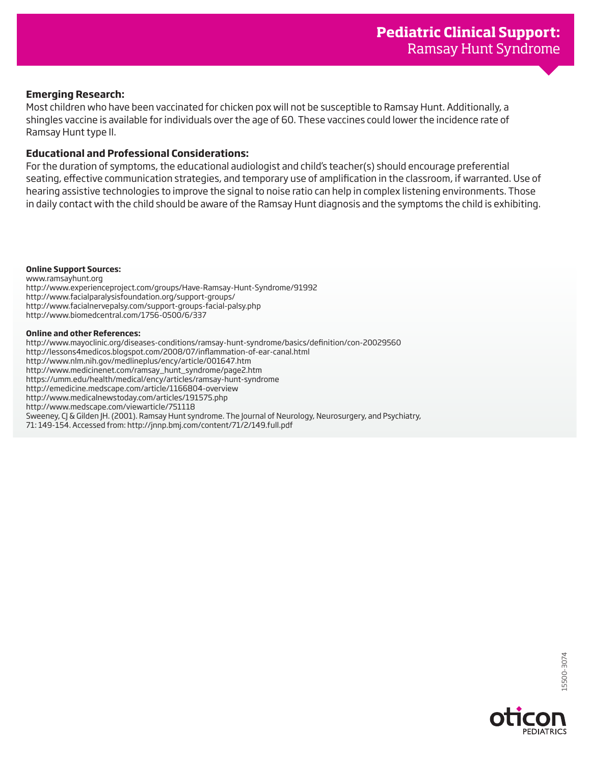## Emerging Research:

Most children who have been vaccinated for chicken pox will not be susceptible to Ramsay Hunt. Additionally, a shingles vaccine is available for individuals over the age of 60. These vaccines could lower the incidence rate of Ramsay Hunt type II.

## Educational and Professional Considerations:

For the duration of symptoms, the educational audiologist and child's teacher(s) should encourage preferential seating, effective communication strategies, and temporary use of amplification in the classroom, if warranted. Use of hearing assistive technologies to improve the signal to noise ratio can help in complex listening environments. Those in daily contact with the child should be aware of the Ramsay Hunt diagnosis and the symptoms the child is exhibiting.

**Online Support Sources:**

www.ramsayhunt.org
http://www.experienceproject.com/groups/Have-Ramsay-Hunt-Syndrome/91992
http://www.facialparalysisfoundation.org/support-groups/
http://www.facialnervepalsy.com/support-groups-facial-palsy.php
http://www.biomedcentral.com/1756-0500/6/337

**Online and other References:**

http://www.mayoclinic.org/diseases-conditions/ramsay-hunt-syndrome/basics/definition/con-20029560
http://lessons4medicos.blogspot.com/2008/07/inflammation-of-ear-canal.html
http://www.nlm.nih.gov/medlineplus/ency/article/001647.htm
http://www.medicinenet.com/ramsay_hunt_syndrome/page2.htm
https://umm.edu/health/medical/ency/articles/ramsay-hunt-syndrome
http://emedicine.medscape.com/article/1166804-overview
http://www.medicalnewstoday.com/articles/191575.php
http://www.medscape.com/viewarticle/751118
Sweeney, CJ & Gilden JH. (2001). Ramsay Hunt syndrome. The Journal of Neurology, Neurosurgery, and Psychiatry, 71: 149-154. Accessed from: http://jnnp.bmj.com/content/71/2/149.full.pdf

15500-3074

oticon PEDIATRICS